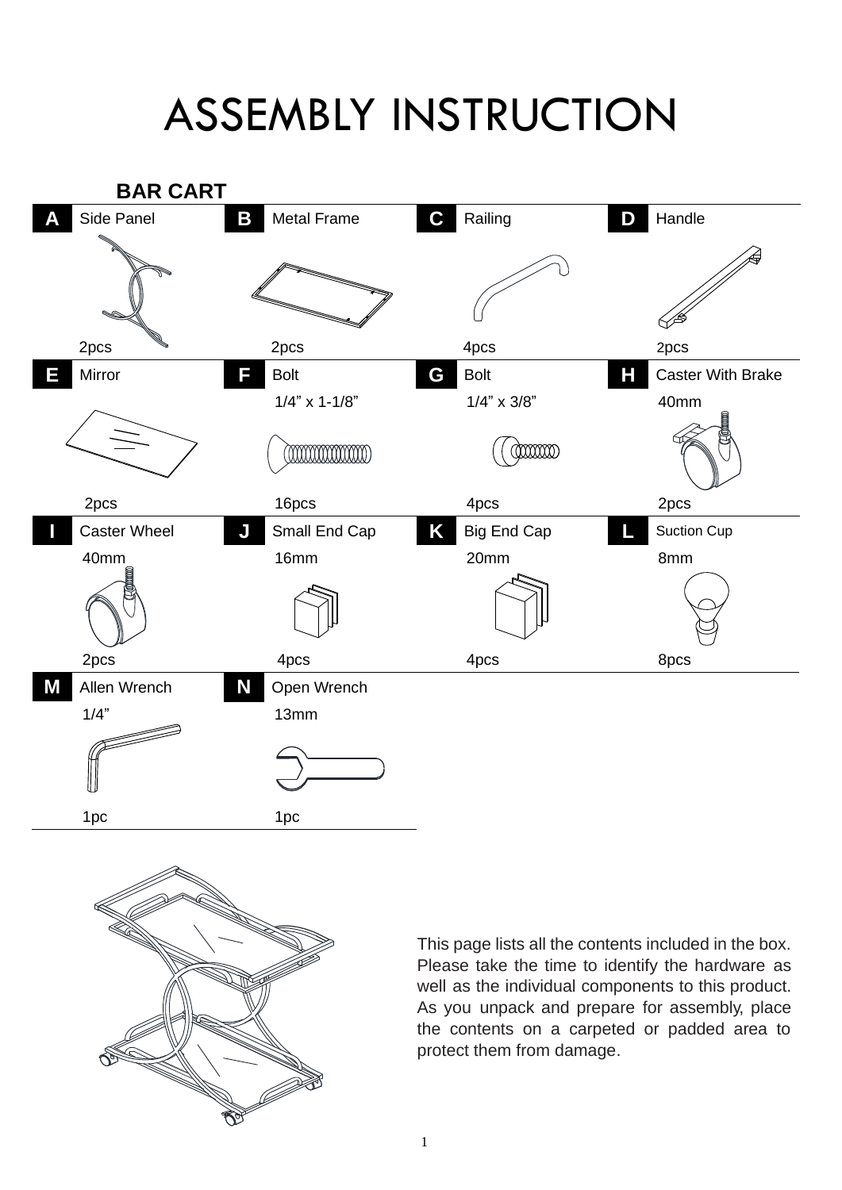# ASSEMBLY INSTRUCTION

## BAR CART

| | Part | Size | Quantity |
|---|---|---|---|
| A | Side Panel | | 2pcs |
| B | Metal Frame | | 2pcs |
| C | Railing | | 4pcs |
| D | Handle | | 2pcs |
| E | Mirror | | 2pcs |
| F | Bolt | 1/4” x 1-1/8” | 16pcs |
| G | Bolt | 1/4” x 3/8” | 4pcs |
| H | Caster With Brake | 40mm | 2pcs |
| I | Caster Wheel | 40mm | 2pcs |
| J | Small End Cap | 16mm | 4pcs |
| K | Big End Cap | 20mm | 4pcs |
| L | Suction Cup | 8mm | 8pcs |
| M | Allen Wrench | 1/4” | 1pc |
| N | Open Wrench | 13mm | 1pc |

This page lists all the contents included in the box. Please take the time to identify the hardware as well as the individual components to this product. As you unpack and prepare for assembly, place the contents on a carpeted or padded area to protect them from damage.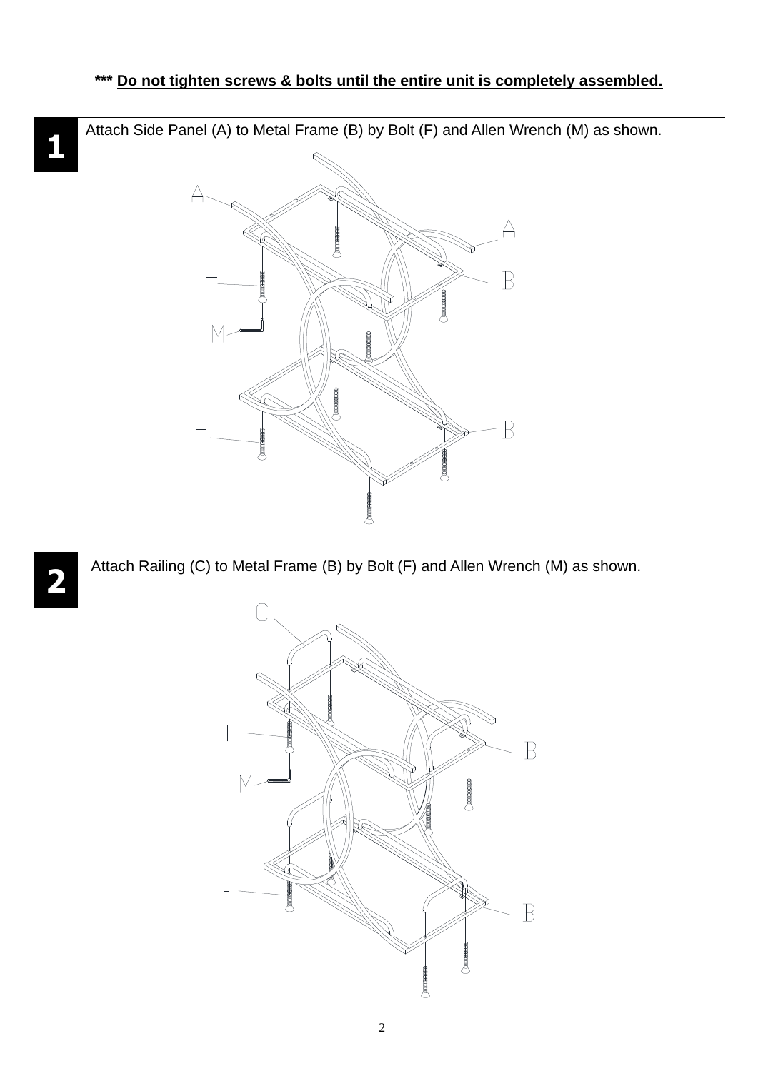**\*\*\* <u>Do not tighten screws & bolts until the entire unit is completely assembled.</u>**

**1** Attach Side Panel (A) to Metal Frame (B) by Bolt (F) and Allen Wrench (M) as shown.

**2** Attach Railing (C) to Metal Frame (B) by Bolt (F) and Allen Wrench (M) as shown.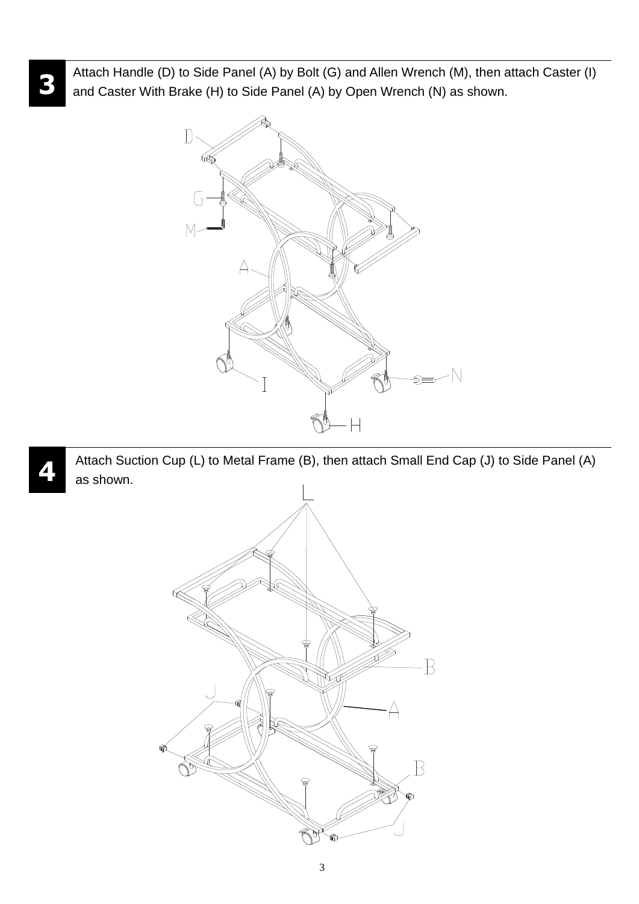**3** Attach Handle (D) to Side Panel (A) by Bolt (G) and Allen Wrench (M), then attach Caster (I) and Caster With Brake (H) to Side Panel (A) by Open Wrench (N) as shown.

**4** Attach Suction Cup (L) to Metal Frame (B), then attach Small End Cap (J) to Side Panel (A) as shown.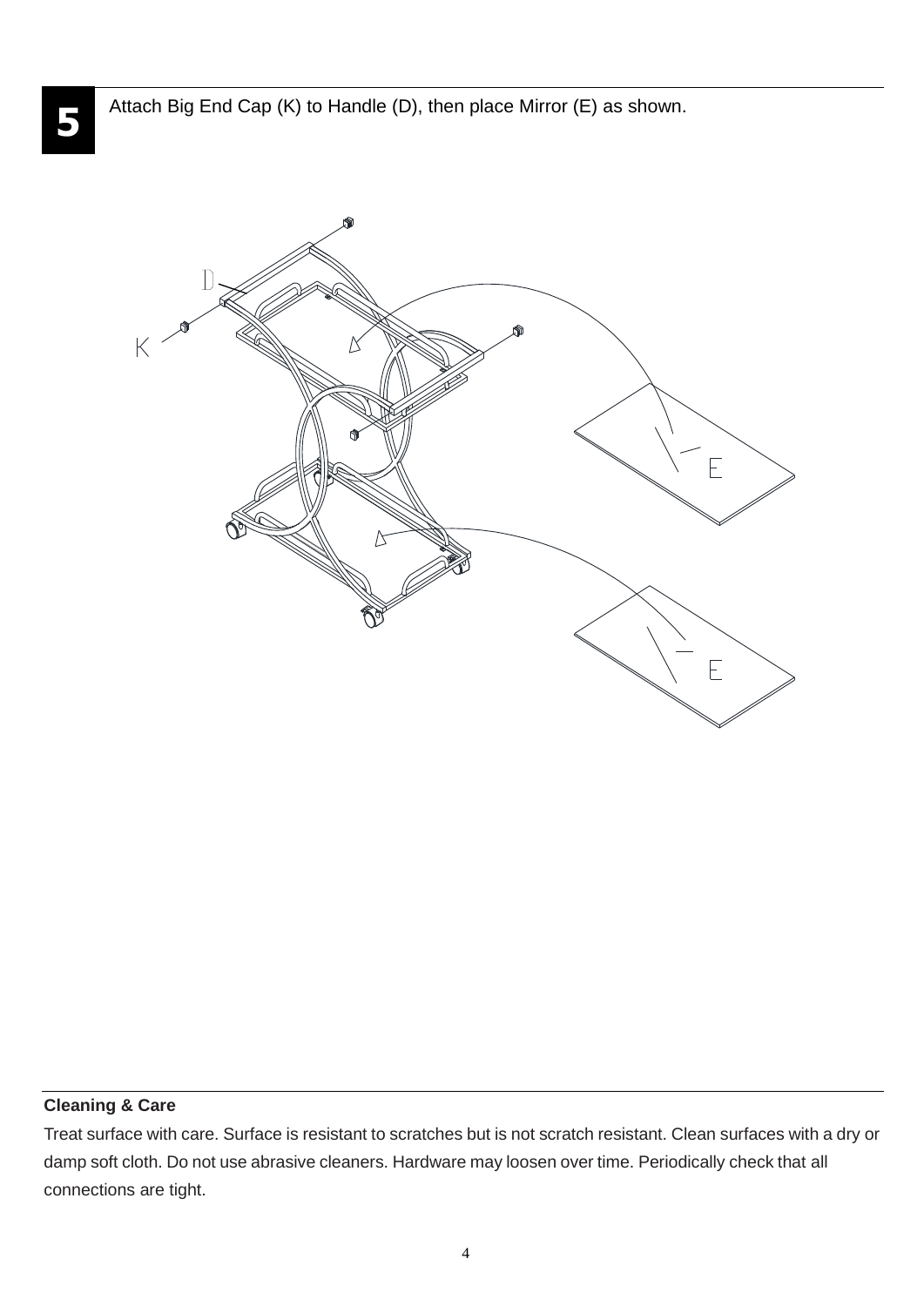**5** Attach Big End Cap (K) to Handle (D), then place Mirror (E) as shown.

D

K

E

E

**Cleaning & Care**

Treat surface with care. Surface is resistant to scratches but is not scratch resistant. Clean surfaces with a dry or damp soft cloth. Do not use abrasive cleaners. Hardware may loosen over time. Periodically check that all connections are tight.